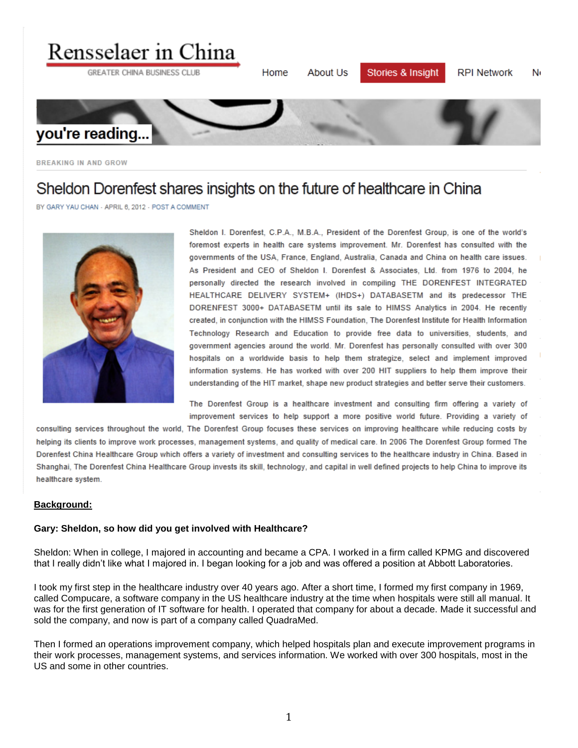# Rensselaer in China

GREATER CHINA BUSINESS CLUB

Home | About Us | Stories & Insight | RPI Network | N

you're reading...

BREAKING IN AND GROW

## Sheldon Dorenfest shares insights on the future of healthcare in China

BY GARY YAU CHAN - APRIL 6, 2012 - POST A COMMENT

Sheldon I. Dorenfest, C.P.A., M.B.A., President of the Dorenfest Group, is one of the world's foremost experts in health care systems improvement. Mr. Dorenfest has consulted with the governments of the USA, France, England, Australia, Canada and China on health care issues. As President and CEO of Sheldon I. Dorenfest & Associates, Ltd. from 1976 to 2004, he personally directed the research involved in compiling THE DORENFEST INTEGRATED HEALTHCARE DELIVERY SYSTEM+ (IHDS+) DATABASETM and its predecessor THE DORENFEST 3000+ DATABASETM until its sale to HIMSS Analytics in 2004. He recently created, in conjunction with the HIMSS Foundation, The Dorenfest Institute for Health Information Technology Research and Education to provide free data to universities, students, and government agencies around the world. Mr. Dorenfest has personally consulted with over 300 hospitals on a worldwide basis to help them strategize, select and implement improved information systems. He has worked with over 200 HIT suppliers to help them improve their understanding of the HIT market, shape new product strategies and better serve their customers.

The Dorenfest Group is a healthcare investment and consulting firm offering a variety of improvement services to help support a more positive world future. Providing a variety of consulting services throughout the world, The Dorenfest Group focuses these services on improving healthcare while reducing costs by helping its clients to improve work processes, management systems, and quality of medical care. In 2006 The Dorenfest Group formed The Dorenfest China Healthcare Group which offers a variety of investment and consulting services to the healthcare industry in China. Based in Shanghai, The Dorenfest China Healthcare Group invests its skill, technology, and capital in well defined projects to help China to improve its healthcare system.

**Background:**

**Gary: Sheldon, so how did you get involved with Healthcare?**

Sheldon: When in college, I majored in accounting and became a CPA. I worked in a firm called KPMG and discovered that I really didn't like what I majored in. I began looking for a job and was offered a position at Abbott Laboratories.

I took my first step in the healthcare industry over 40 years ago. After a short time, I formed my first company in 1969, called Compucare, a software company in the US healthcare industry at the time when hospitals were still all manual. It was for the first generation of IT software for health. I operated that company for about a decade. Made it successful and sold the company, and now is part of a company called QuadraMed.

Then I formed an operations improvement company, which helped hospitals plan and execute improvement programs in their work processes, management systems, and services information. We worked with over 300 hospitals, most in the US and some in other countries.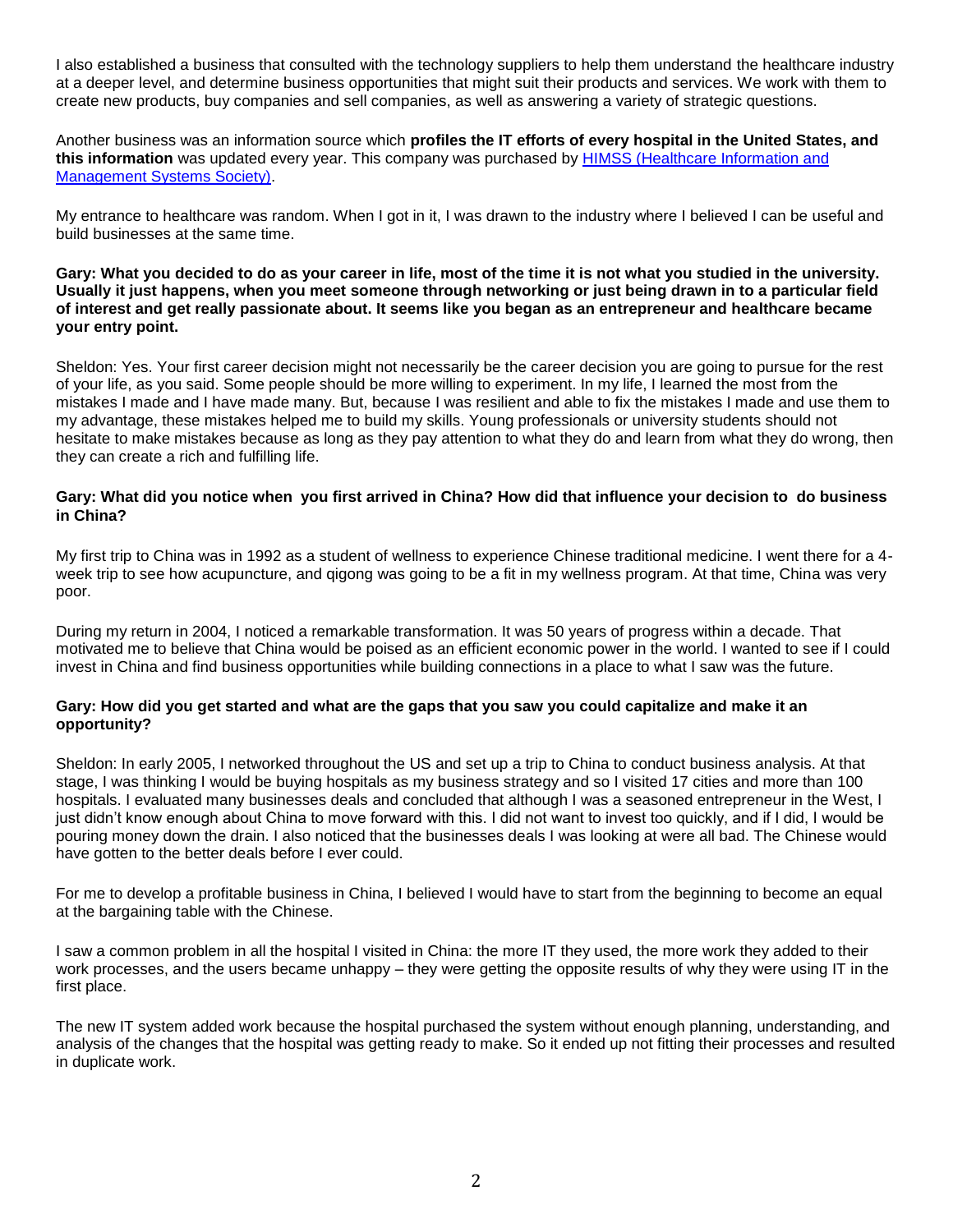I also established a business that consulted with the technology suppliers to help them understand the healthcare industry at a deeper level, and determine business opportunities that might suit their products and services. We work with them to create new products, buy companies and sell companies, as well as answering a variety of strategic questions.

Another business was an information source which **profiles the IT efforts of every hospital in the United States, and this information** was updated every year. This company was purchased by [HIMSS (Healthcare Information and Management Systems Society)](#).

My entrance to healthcare was random. When I got in it, I was drawn to the industry where I believed I can be useful and build businesses at the same time.

**Gary: What you decided to do as your career in life, most of the time it is not what you studied in the university. Usually it just happens, when you meet someone through networking or just being drawn in to a particular field of interest and get really passionate about. It seems like you began as an entrepreneur and healthcare became your entry point.**

Sheldon: Yes. Your first career decision might not necessarily be the career decision you are going to pursue for the rest of your life, as you said. Some people should be more willing to experiment. In my life, I learned the most from the mistakes I made and I have made many. But, because I was resilient and able to fix the mistakes I made and use them to my advantage, these mistakes helped me to build my skills. Young professionals or university students should not hesitate to make mistakes because as long as they pay attention to what they do and learn from what they do wrong, then they can create a rich and fulfilling life.

**Gary: What did you notice when you first arrived in China? How did that influence your decision to do business in China?**

My first trip to China was in 1992 as a student of wellness to experience Chinese traditional medicine. I went there for a 4-week trip to see how acupuncture, and qigong was going to be a fit in my wellness program. At that time, China was very poor.

During my return in 2004, I noticed a remarkable transformation. It was 50 years of progress within a decade. That motivated me to believe that China would be poised as an efficient economic power in the world. I wanted to see if I could invest in China and find business opportunities while building connections in a place to what I saw was the future.

**Gary: How did you get started and what are the gaps that you saw you could capitalize and make it an opportunity?**

Sheldon: In early 2005, I networked throughout the US and set up a trip to China to conduct business analysis. At that stage, I was thinking I would be buying hospitals as my business strategy and so I visited 17 cities and more than 100 hospitals. I evaluated many businesses deals and concluded that although I was a seasoned entrepreneur in the West, I just didn't know enough about China to move forward with this. I did not want to invest too quickly, and if I did, I would be pouring money down the drain. I also noticed that the businesses deals I was looking at were all bad. The Chinese would have gotten to the better deals before I ever could.

For me to develop a profitable business in China, I believed I would have to start from the beginning to become an equal at the bargaining table with the Chinese.

I saw a common problem in all the hospital I visited in China: the more IT they used, the more work they added to their work processes, and the users became unhappy – they were getting the opposite results of why they were using IT in the first place.

The new IT system added work because the hospital purchased the system without enough planning, understanding, and analysis of the changes that the hospital was getting ready to make. So it ended up not fitting their processes and resulted in duplicate work.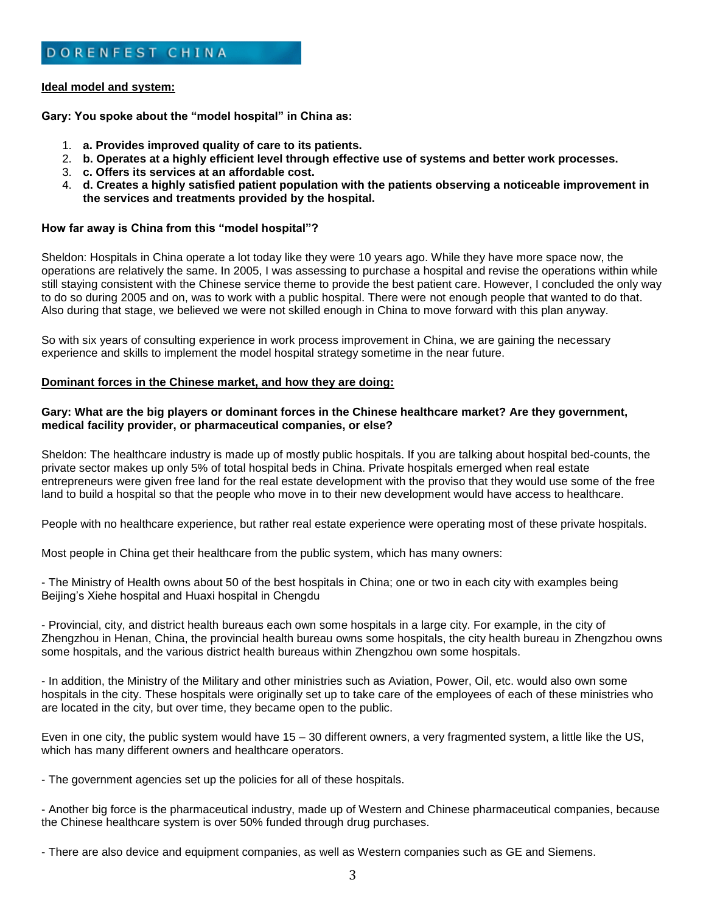**Ideal model and system:**

**Gary: You spoke about the "model hospital" in China as:**

1. **a. Provides improved quality of care to its patients.**
2. **b. Operates at a highly efficient level through effective use of systems and better work processes.**
3. **c. Offers its services at an affordable cost.**
4. **d. Creates a highly satisfied patient population with the patients observing a noticeable improvement in the services and treatments provided by the hospital.**

**How far away is China from this "model hospital"?**

Sheldon: Hospitals in China operate a lot today like they were 10 years ago. While they have more space now, the operations are relatively the same. In 2005, I was assessing to purchase a hospital and revise the operations within while still staying consistent with the Chinese service theme to provide the best patient care. However, I concluded the only way to do so during 2005 and on, was to work with a public hospital. There were not enough people that wanted to do that. Also during that stage, we believed we were not skilled enough in China to move forward with this plan anyway.

So with six years of consulting experience in work process improvement in China, we are gaining the necessary experience and skills to implement the model hospital strategy sometime in the near future.

**Dominant forces in the Chinese market, and how they are doing:**

**Gary: What are the big players or dominant forces in the Chinese healthcare market? Are they government, medical facility provider, or pharmaceutical companies, or else?**

Sheldon: The healthcare industry is made up of mostly public hospitals. If you are talking about hospital bed-counts, the private sector makes up only 5% of total hospital beds in China. Private hospitals emerged when real estate entrepreneurs were given free land for the real estate development with the proviso that they would use some of the free land to build a hospital so that the people who move in to their new development would have access to healthcare.

People with no healthcare experience, but rather real estate experience were operating most of these private hospitals.

Most people in China get their healthcare from the public system, which has many owners:

- The Ministry of Health owns about 50 of the best hospitals in China; one or two in each city with examples being Beijing's Xiehe hospital and Huaxi hospital in Chengdu

- Provincial, city, and district health bureaus each own some hospitals in a large city. For example, in the city of Zhengzhou in Henan, China, the provincial health bureau owns some hospitals, the city health bureau in Zhengzhou owns some hospitals, and the various district health bureaus within Zhengzhou own some hospitals.

- In addition, the Ministry of the Military and other ministries such as Aviation, Power, Oil, etc. would also own some hospitals in the city. These hospitals were originally set up to take care of the employees of each of these ministries who are located in the city, but over time, they became open to the public.

Even in one city, the public system would have 15 – 30 different owners, a very fragmented system, a little like the US, which has many different owners and healthcare operators.

- The government agencies set up the policies for all of these hospitals.

- Another big force is the pharmaceutical industry, made up of Western and Chinese pharmaceutical companies, because the Chinese healthcare system is over 50% funded through drug purchases.

- There are also device and equipment companies, as well as Western companies such as GE and Siemens.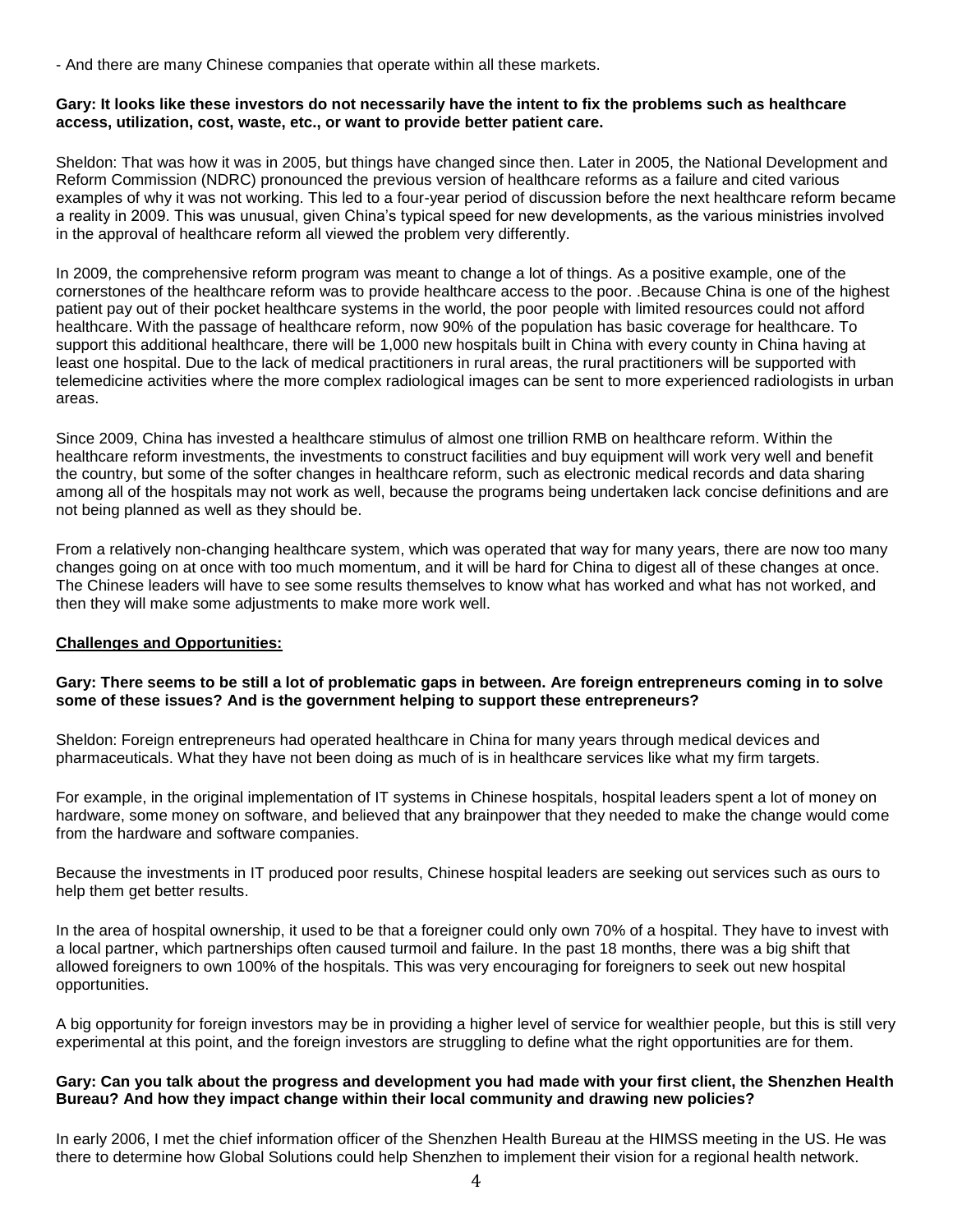- And there are many Chinese companies that operate within all these markets.

**Gary: It looks like these investors do not necessarily have the intent to fix the problems such as healthcare access, utilization, cost, waste, etc., or want to provide better patient care.**

Sheldon: That was how it was in 2005, but things have changed since then. Later in 2005, the National Development and Reform Commission (NDRC) pronounced the previous version of healthcare reforms as a failure and cited various examples of why it was not working. This led to a four-year period of discussion before the next healthcare reform became a reality in 2009. This was unusual, given China's typical speed for new developments, as the various ministries involved in the approval of healthcare reform all viewed the problem very differently.

In 2009, the comprehensive reform program was meant to change a lot of things. As a positive example, one of the cornerstones of the healthcare reform was to provide healthcare access to the poor. .Because China is one of the highest patient pay out of their pocket healthcare systems in the world, the poor people with limited resources could not afford healthcare. With the passage of healthcare reform, now 90% of the population has basic coverage for healthcare. To support this additional healthcare, there will be 1,000 new hospitals built in China with every county in China having at least one hospital. Due to the lack of medical practitioners in rural areas, the rural practitioners will be supported with telemedicine activities where the more complex radiological images can be sent to more experienced radiologists in urban areas.

Since 2009, China has invested a healthcare stimulus of almost one trillion RMB on healthcare reform. Within the healthcare reform investments, the investments to construct facilities and buy equipment will work very well and benefit the country, but some of the softer changes in healthcare reform, such as electronic medical records and data sharing among all of the hospitals may not work as well, because the programs being undertaken lack concise definitions and are not being planned as well as they should be.

From a relatively non-changing healthcare system, which was operated that way for many years, there are now too many changes going on at once with too much momentum, and it will be hard for China to digest all of these changes at once. The Chinese leaders will have to see some results themselves to know what has worked and what has not worked, and then they will make some adjustments to make more work well.

## Challenges and Opportunities:

**Gary: There seems to be still a lot of problematic gaps in between. Are foreign entrepreneurs coming in to solve some of these issues? And is the government helping to support these entrepreneurs?**

Sheldon: Foreign entrepreneurs had operated healthcare in China for many years through medical devices and pharmaceuticals. What they have not been doing as much of is in healthcare services like what my firm targets.

For example, in the original implementation of IT systems in Chinese hospitals, hospital leaders spent a lot of money on hardware, some money on software, and believed that any brainpower that they needed to make the change would come from the hardware and software companies.

Because the investments in IT produced poor results, Chinese hospital leaders are seeking out services such as ours to help them get better results.

In the area of hospital ownership, it used to be that a foreigner could only own 70% of a hospital. They have to invest with a local partner, which partnerships often caused turmoil and failure. In the past 18 months, there was a big shift that allowed foreigners to own 100% of the hospitals. This was very encouraging for foreigners to seek out new hospital opportunities.

A big opportunity for foreign investors may be in providing a higher level of service for wealthier people, but this is still very experimental at this point, and the foreign investors are struggling to define what the right opportunities are for them.

**Gary: Can you talk about the progress and development you had made with your first client, the Shenzhen Health Bureau? And how they impact change within their local community and drawing new policies?**

In early 2006, I met the chief information officer of the Shenzhen Health Bureau at the HIMSS meeting in the US. He was there to determine how Global Solutions could help Shenzhen to implement their vision for a regional health network.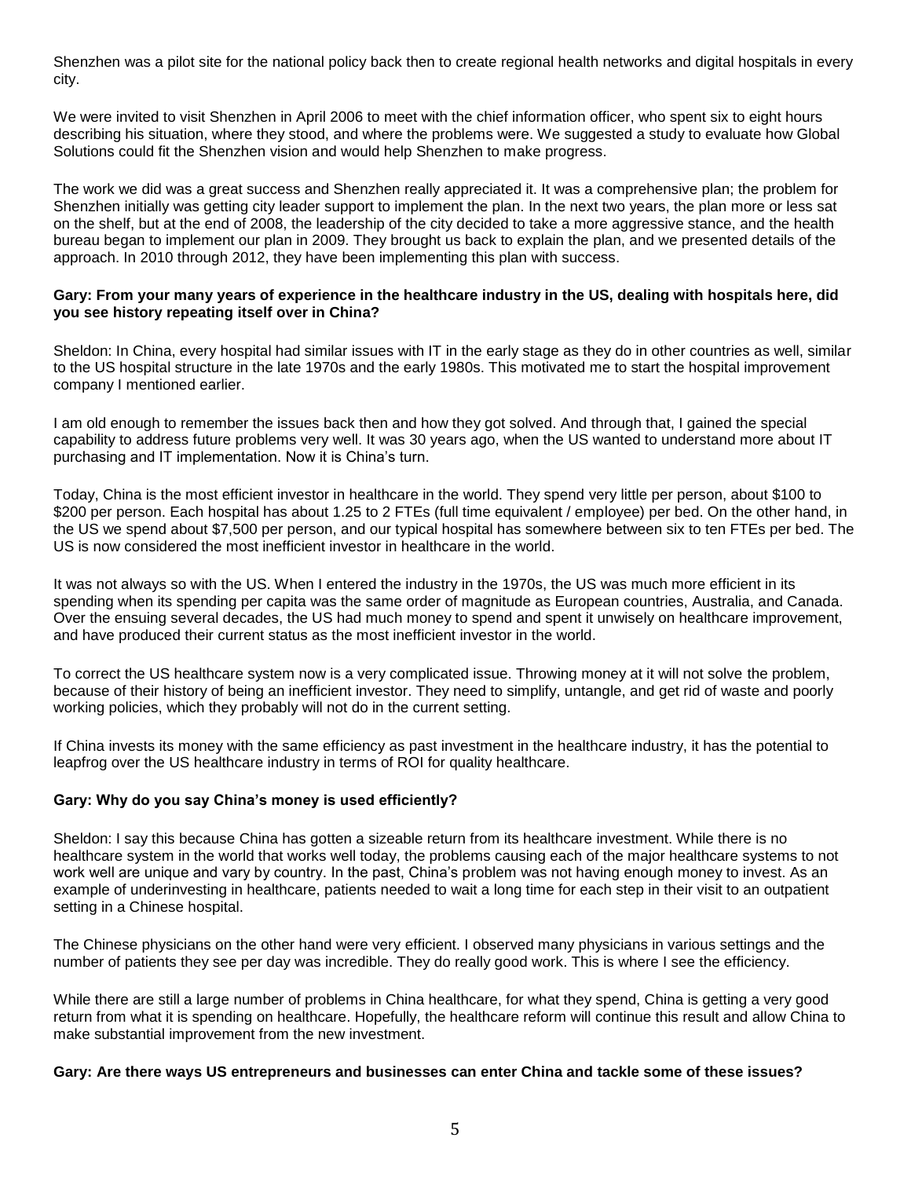Shenzhen was a pilot site for the national policy back then to create regional health networks and digital hospitals in every city.

We were invited to visit Shenzhen in April 2006 to meet with the chief information officer, who spent six to eight hours describing his situation, where they stood, and where the problems were. We suggested a study to evaluate how Global Solutions could fit the Shenzhen vision and would help Shenzhen to make progress.

The work we did was a great success and Shenzhen really appreciated it. It was a comprehensive plan; the problem for Shenzhen initially was getting city leader support to implement the plan. In the next two years, the plan more or less sat on the shelf, but at the end of 2008, the leadership of the city decided to take a more aggressive stance, and the health bureau began to implement our plan in 2009. They brought us back to explain the plan, and we presented details of the approach. In 2010 through 2012, they have been implementing this plan with success.

**Gary: From your many years of experience in the healthcare industry in the US, dealing with hospitals here, did you see history repeating itself over in China?**

Sheldon: In China, every hospital had similar issues with IT in the early stage as they do in other countries as well, similar to the US hospital structure in the late 1970s and the early 1980s. This motivated me to start the hospital improvement company I mentioned earlier.

I am old enough to remember the issues back then and how they got solved. And through that, I gained the special capability to address future problems very well. It was 30 years ago, when the US wanted to understand more about IT purchasing and IT implementation. Now it is China's turn.

Today, China is the most efficient investor in healthcare in the world. They spend very little per person, about $100 to $200 per person. Each hospital has about 1.25 to 2 FTEs (full time equivalent / employee) per bed. On the other hand, in the US we spend about $7,500 per person, and our typical hospital has somewhere between six to ten FTEs per bed. The US is now considered the most inefficient investor in healthcare in the world.

It was not always so with the US. When I entered the industry in the 1970s, the US was much more efficient in its spending when its spending per capita was the same order of magnitude as European countries, Australia, and Canada. Over the ensuing several decades, the US had much money to spend and spent it unwisely on healthcare improvement, and have produced their current status as the most inefficient investor in the world.

To correct the US healthcare system now is a very complicated issue. Throwing money at it will not solve the problem, because of their history of being an inefficient investor. They need to simplify, untangle, and get rid of waste and poorly working policies, which they probably will not do in the current setting.

If China invests its money with the same efficiency as past investment in the healthcare industry, it has the potential to leapfrog over the US healthcare industry in terms of ROI for quality healthcare.

**Gary: Why do you say China's money is used efficiently?**

Sheldon: I say this because China has gotten a sizeable return from its healthcare investment. While there is no healthcare system in the world that works well today, the problems causing each of the major healthcare systems to not work well are unique and vary by country. In the past, China's problem was not having enough money to invest. As an example of underinvesting in healthcare, patients needed to wait a long time for each step in their visit to an outpatient setting in a Chinese hospital.

The Chinese physicians on the other hand were very efficient. I observed many physicians in various settings and the number of patients they see per day was incredible. They do really good work. This is where I see the efficiency.

While there are still a large number of problems in China healthcare, for what they spend, China is getting a very good return from what it is spending on healthcare. Hopefully, the healthcare reform will continue this result and allow China to make substantial improvement from the new investment.

**Gary: Are there ways US entrepreneurs and businesses can enter China and tackle some of these issues?**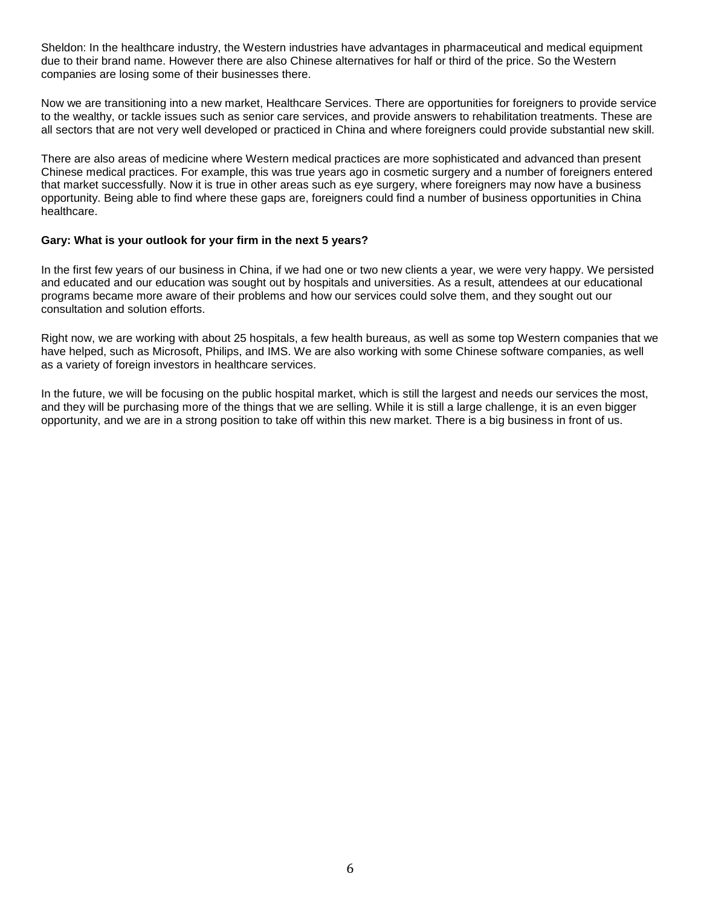Sheldon: In the healthcare industry, the Western industries have advantages in pharmaceutical and medical equipment due to their brand name. However there are also Chinese alternatives for half or third of the price. So the Western companies are losing some of their businesses there.

Now we are transitioning into a new market, Healthcare Services. There are opportunities for foreigners to provide service to the wealthy, or tackle issues such as senior care services, and provide answers to rehabilitation treatments. These are all sectors that are not very well developed or practiced in China and where foreigners could provide substantial new skill.

There are also areas of medicine where Western medical practices are more sophisticated and advanced than present Chinese medical practices. For example, this was true years ago in cosmetic surgery and a number of foreigners entered that market successfully. Now it is true in other areas such as eye surgery, where foreigners may now have a business opportunity. Being able to find where these gaps are, foreigners could find a number of business opportunities in China healthcare.

**Gary: What is your outlook for your firm in the next 5 years?**

In the first few years of our business in China, if we had one or two new clients a year, we were very happy. We persisted and educated and our education was sought out by hospitals and universities. As a result, attendees at our educational programs became more aware of their problems and how our services could solve them, and they sought out our consultation and solution efforts.

Right now, we are working with about 25 hospitals, a few health bureaus, as well as some top Western companies that we have helped, such as Microsoft, Philips, and IMS. We are also working with some Chinese software companies, as well as a variety of foreign investors in healthcare services.

In the future, we will be focusing on the public hospital market, which is still the largest and needs our services the most, and they will be purchasing more of the things that we are selling. While it is still a large challenge, it is an even bigger opportunity, and we are in a strong position to take off within this new market. There is a big business in front of us.